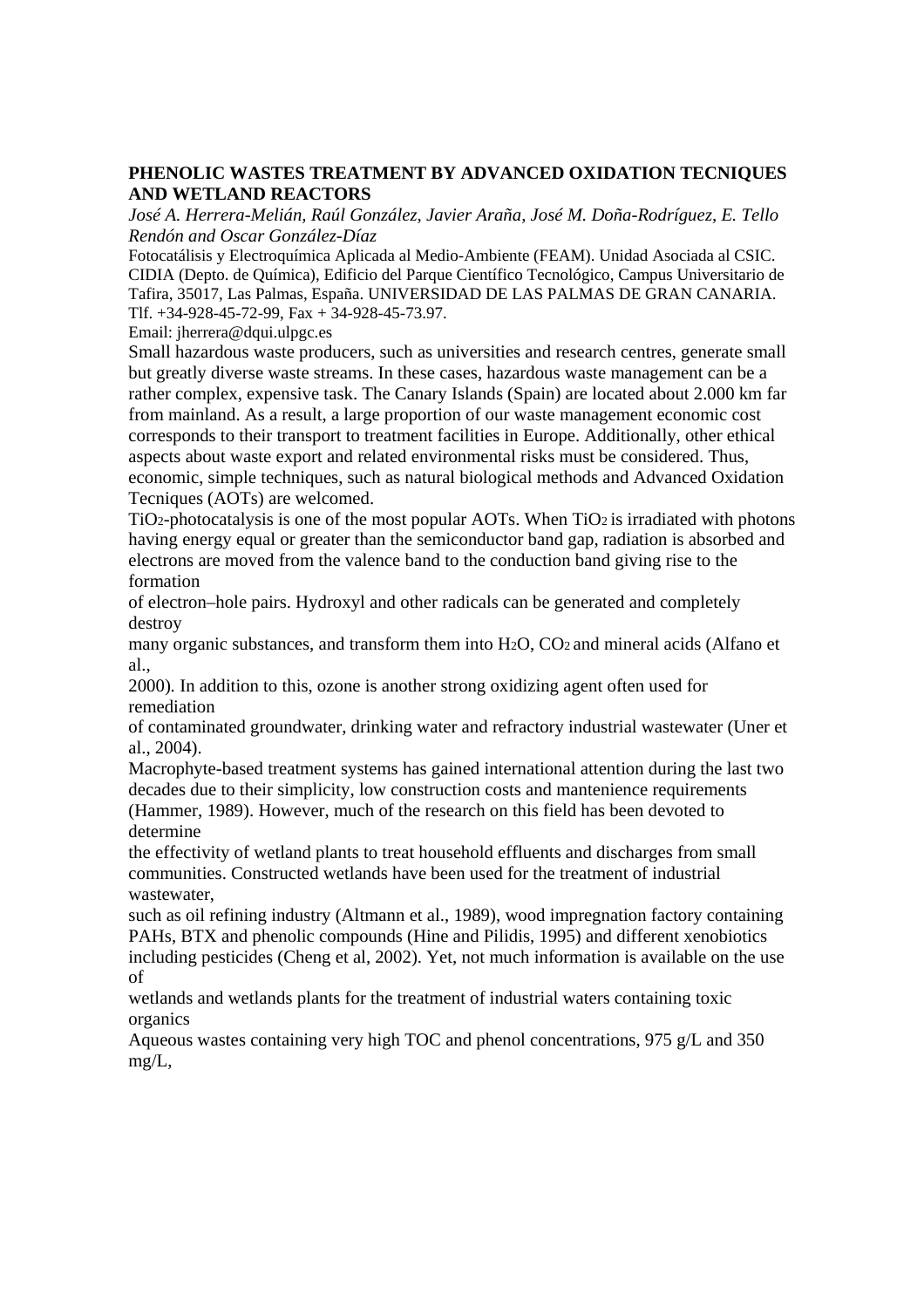**PHENOLIC WASTES TREATMENT BY ADVANCED OXIDATION TECNIQUES AND WETLAND REACTORS**

*José A. Herrera-Melián, Raúl González, Javier Araña, José M. Doña-Rodríguez, E. Tello Rendón and Oscar González-Díaz*

Fotocatálisis y Electroquímica Aplicada al Medio-Ambiente (FEAM). Unidad Asociada al CSIC. CIDIA (Depto. de Química), Edificio del Parque Científico Tecnológico, Campus Universitario de Tafira, 35017, Las Palmas, España. UNIVERSIDAD DE LAS PALMAS DE GRAN CANARIA. Tlf. +34-928-45-72-99, Fax + 34-928-45-73.97.

Email: jherrera@dqui.ulpgc.es

Small hazardous waste producers, such as universities and research centres, generate small but greatly diverse waste streams. In these cases, hazardous waste management can be a rather complex, expensive task. The Canary Islands (Spain) are located about 2.000 km far from mainland. As a result, a large proportion of our waste management economic cost corresponds to their transport to treatment facilities in Europe. Additionally, other ethical aspects about waste export and related environmental risks must be considered. Thus, economic, simple techniques, such as natural biological methods and Advanced Oxidation Tecniques (AOTs) are welcomed.

$TiO_2$-photocatalysis is one of the most popular AOTs. When $TiO_2$ is irradiated with photons having energy equal or greater than the semiconductor band gap, radiation is absorbed and electrons are moved from the valence band to the conduction band giving rise to the formation of electron–hole pairs. Hydroxyl and other radicals can be generated and completely destroy many organic substances, and transform them into $H_2O$, $CO_2$ and mineral acids (Alfano et al., 2000). In addition to this, ozone is another strong oxidizing agent often used for remediation of contaminated groundwater, drinking water and refractory industrial wastewater (Uner et al., 2004).

Macrophyte-based treatment systems has gained international attention during the last two decades due to their simplicity, low construction costs and mantenience requirements (Hammer, 1989). However, much of the research on this field has been devoted to determine the effectivity of wetland plants to treat household effluents and discharges from small communities. Constructed wetlands have been used for the treatment of industrial wastewater, such as oil refining industry (Altmann et al., 1989), wood impregnation factory containing PAHs, BTX and phenolic compounds (Hine and Pilidis, 1995) and different xenobiotics including pesticides (Cheng et al, 2002). Yet, not much information is available on the use of wetlands and wetlands plants for the treatment of industrial waters containing toxic organics

Aqueous wastes containing very high TOC and phenol concentrations, 975 g/L and 350 mg/L,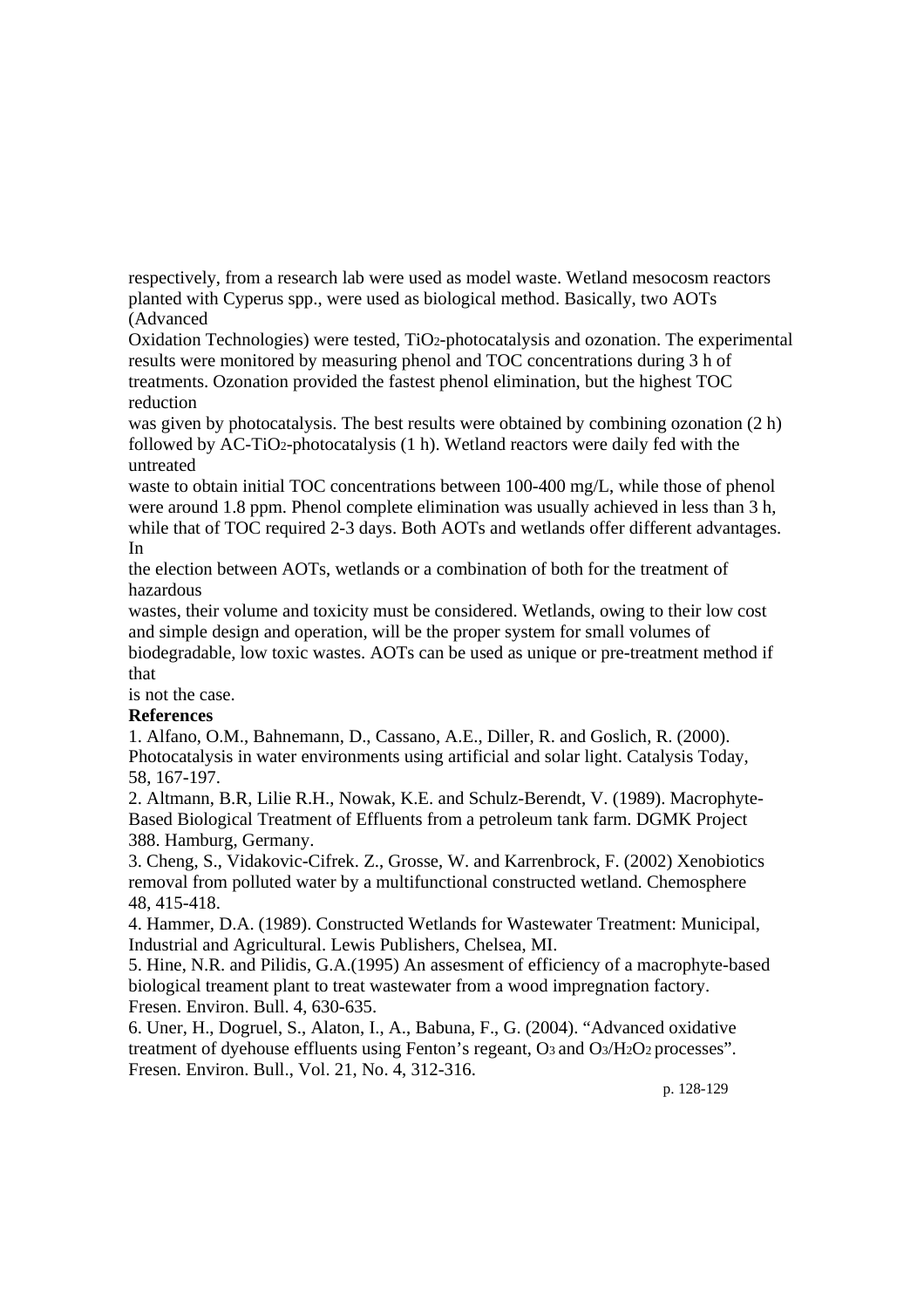respectively, from a research lab were used as model waste. Wetland mesocosm reactors planted with Cyperus spp., were used as biological method. Basically, two AOTs (Advanced Oxidation Technologies) were tested, $TiO_2$-photocatalysis and ozonation. The experimental results were monitored by measuring phenol and TOC concentrations during 3 h of treatments. Ozonation provided the fastest phenol elimination, but the highest TOC reduction was given by photocatalysis. The best results were obtained by combining ozonation (2 h) followed by AC-$TiO_2$-photocatalysis (1 h). Wetland reactors were daily fed with the untreated waste to obtain initial TOC concentrations between 100-400 mg/L, while those of phenol were around 1.8 ppm. Phenol complete elimination was usually achieved in less than 3 h, while that of TOC required 2-3 days. Both AOTs and wetlands offer different advantages. In the election between AOTs, wetlands or a combination of both for the treatment of hazardous wastes, their volume and toxicity must be considered. Wetlands, owing to their low cost and simple design and operation, will be the proper system for small volumes of biodegradable, low toxic wastes. AOTs can be used as unique or pre-treatment method if that is not the case.

**References**

1. Alfano, O.M., Bahnemann, D., Cassano, A.E., Diller, R. and Goslich, R. (2000). Photocatalysis in water environments using artificial and solar light. Catalysis Today, 58, 167-197.
2. Altmann, B.R, Lilie R.H., Nowak, K.E. and Schulz-Berendt, V. (1989). Macrophyte-Based Biological Treatment of Effluents from a petroleum tank farm. DGMK Project 388. Hamburg, Germany.
3. Cheng, S., Vidakovic-Cifrek. Z., Grosse, W. and Karrenbrock, F. (2002) Xenobiotics removal from polluted water by a multifunctional constructed wetland. Chemosphere 48, 415-418.
4. Hammer, D.A. (1989). Constructed Wetlands for Wastewater Treatment: Municipal, Industrial and Agricultural. Lewis Publishers, Chelsea, MI.
5. Hine, N.R. and Pilidis, G.A.(1995) An assesment of efficiency of a macrophyte-based biological treament plant to treat wastewater from a wood impregnation factory. Fresen. Environ. Bull. 4, 630-635.
6. Uner, H., Dogruel, S., Alaton, I., A., Babuna, F., G. (2004). "Advanced oxidative treatment of dyehouse effluents using Fenton's regeant, $O_3$ and $O_3/H_2O_2$ processes". Fresen. Environ. Bull., Vol. 21, No. 4, 312-316.

p. 128-129